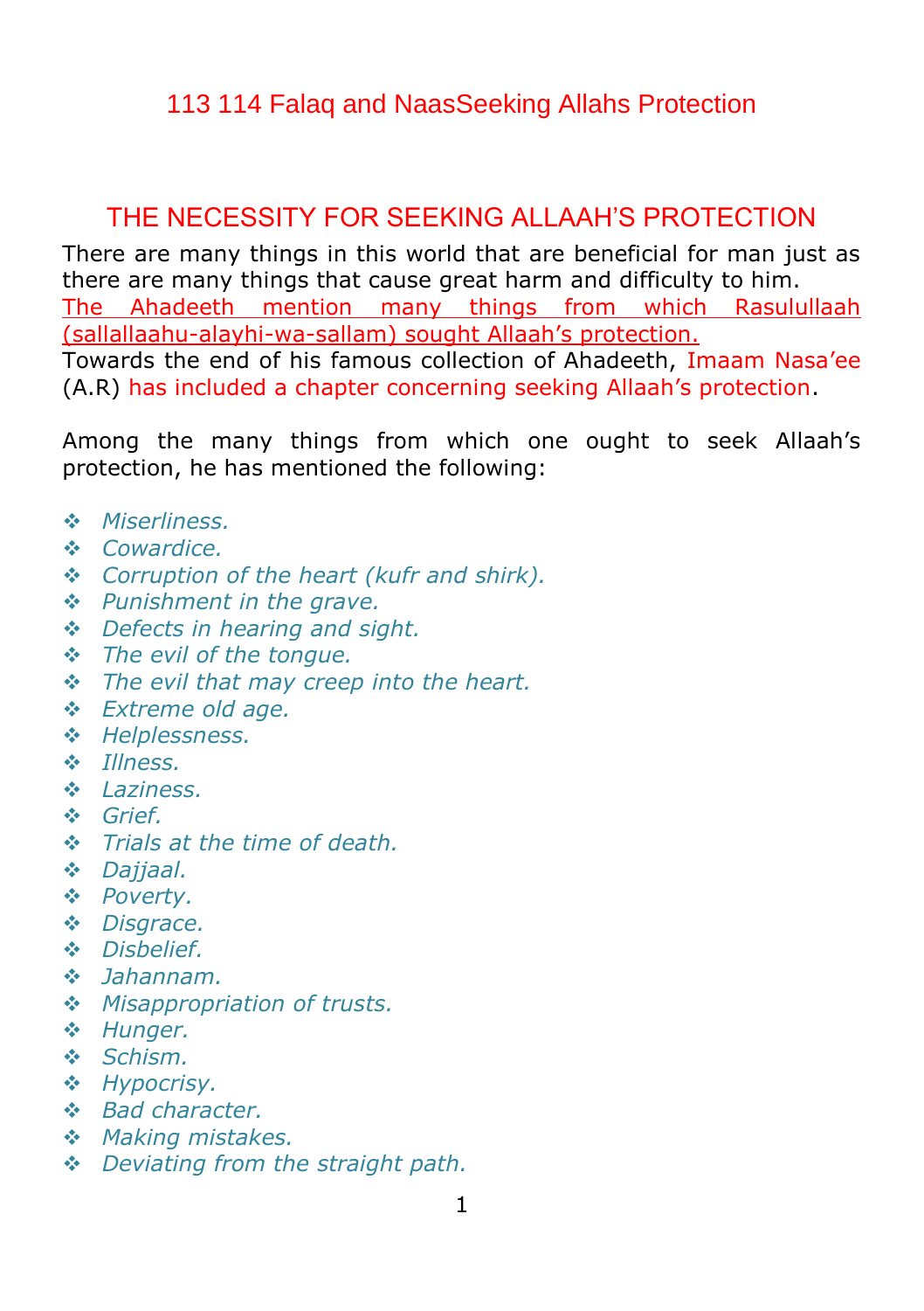# 113 114 Falaq and NaasSeeking Allahs Protection

## THE NECESSITY FOR SEEKING ALLAAH'S PROTECTION

There are many things in this world that are beneficial for man just as there are many things that cause great harm and difficulty to him. The Ahadeeth mention many things from which Rasulullaah (sallallaahu-alayhi-wa-sallam) sought Allaah's protection.
Towards the end of his famous collection of Ahadeeth, Imaam Nasa'ee (A.R) has included a chapter concerning seeking Allaah's protection.

Among the many things from which one ought to seek Allaah's protection, he has mentioned the following:

- *Miserliness.*
- *Cowardice.*
- *Corruption of the heart (kufr and shirk).*
- *Punishment in the grave.*
- *Defects in hearing and sight.*
- *The evil of the tongue.*
- *The evil that may creep into the heart.*
- *Extreme old age.*
- *Helplessness.*
- *Illness.*
- *Laziness.*
- *Grief.*
- *Trials at the time of death.*
- *Dajjaal.*
- *Poverty.*
- *Disgrace.*
- *Disbelief.*
- *Jahannam.*
- *Misappropriation of trusts.*
- *Hunger.*
- *Schism.*
- *Hypocrisy.*
- *Bad character.*
- *Making mistakes.*
- *Deviating from the straight path.*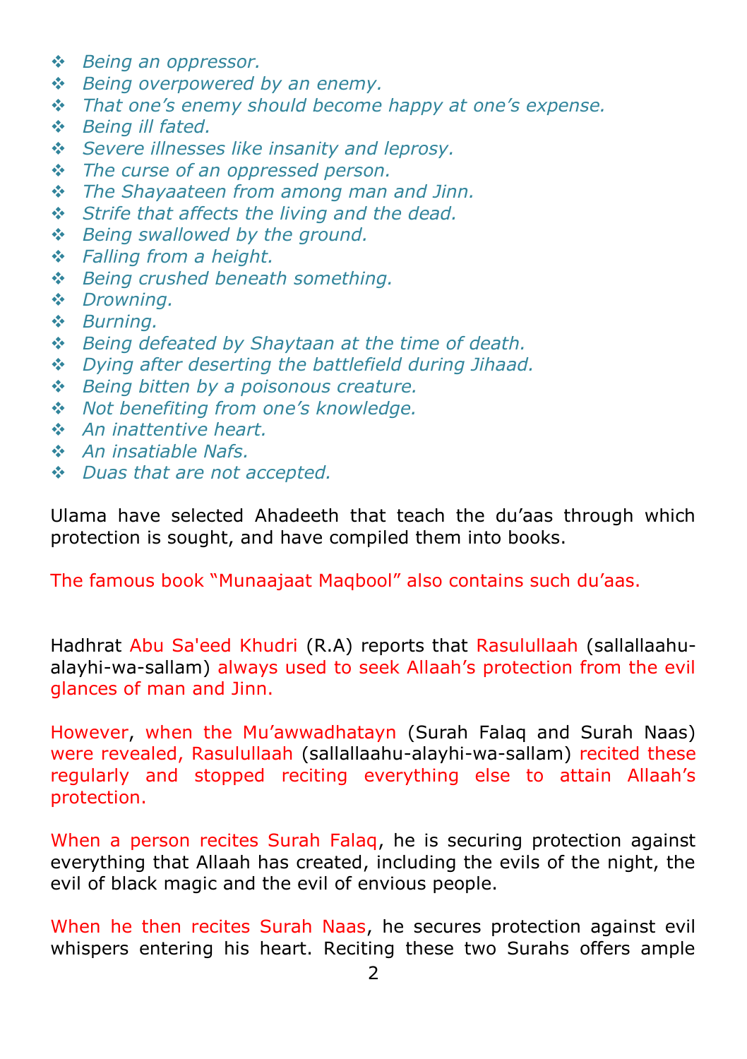- *Being an oppressor.*
- *Being overpowered by an enemy.*
- *That one's enemy should become happy at one's expense.*
- *Being ill fated.*
- *Severe illnesses like insanity and leprosy.*
- *The curse of an oppressed person.*
- *The Shayaateen from among man and Jinn.*
- *Strife that affects the living and the dead.*
- *Being swallowed by the ground.*
- *Falling from a height.*
- *Being crushed beneath something.*
- *Drowning.*
- *Burning.*
- *Being defeated by Shaytaan at the time of death.*
- *Dying after deserting the battlefield during Jihaad.*
- *Being bitten by a poisonous creature.*
- *Not benefiting from one's knowledge.*
- *An inattentive heart.*
- *An insatiable Nafs.*
- *Duas that are not accepted.*

Ulama have selected Ahadeeth that teach the du'aas through which protection is sought, and have compiled them into books.

The famous book "Munaajaat Maqbool" also contains such du'aas.

Hadhrat Abu Sa'eed Khudri (R.A) reports that Rasulullaah (sallallaahu-alayhi-wa-sallam) always used to seek Allaah's protection from the evil glances of man and Jinn.

However, when the Mu'awwadhatayn (Surah Falaq and Surah Naas) were revealed, Rasulullaah (sallallaahu-alayhi-wa-sallam) recited these regularly and stopped reciting everything else to attain Allaah's protection.

When a person recites Surah Falaq, he is securing protection against everything that Allaah has created, including the evils of the night, the evil of black magic and the evil of envious people.

When he then recites Surah Naas, he secures protection against evil whispers entering his heart. Reciting these two Surahs offers ample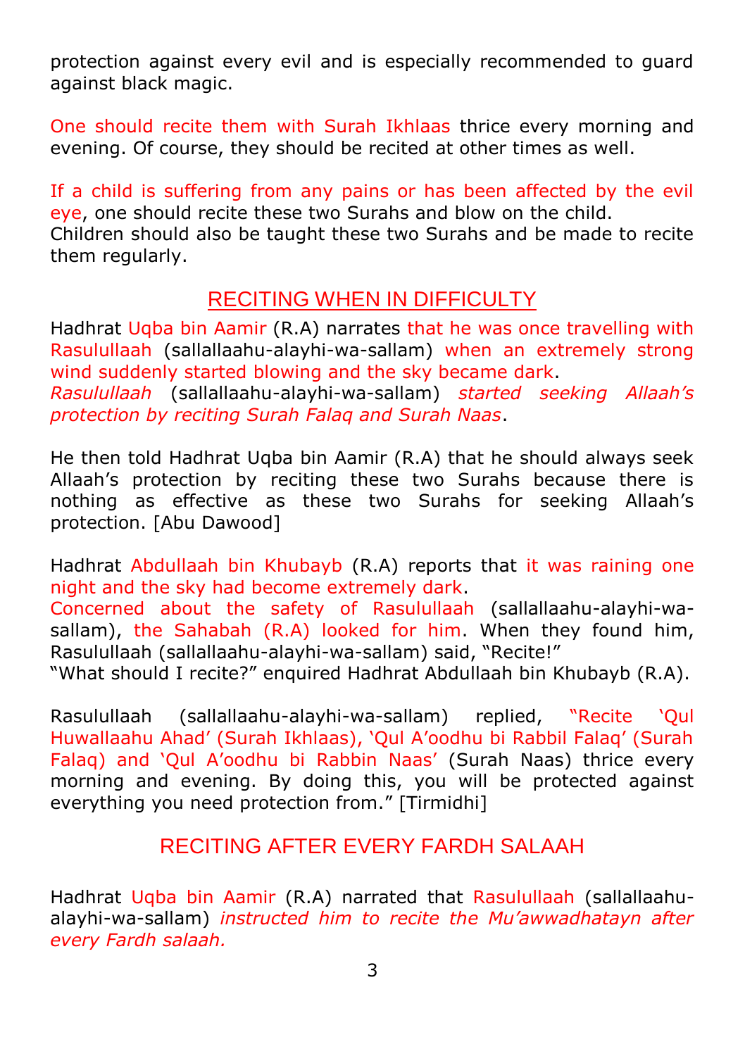protection against every evil and is especially recommended to guard against black magic.

One should recite them with Surah Ikhlaas thrice every morning and evening. Of course, they should be recited at other times as well.

If a child is suffering from any pains or has been affected by the evil eye, one should recite these two Surahs and blow on the child.
Children should also be taught these two Surahs and be made to recite them regularly.

## RECITING WHEN IN DIFFICULTY

Hadhrat Uqba bin Aamir (R.A) narrates that he was once travelling with Rasulullaah (sallallaahu-alayhi-wa-sallam) when an extremely strong wind suddenly started blowing and the sky became dark.
*Rasulullaah* (sallallaahu-alayhi-wa-sallam) *started seeking Allaah's protection by reciting Surah Falaq and Surah Naas*.

He then told Hadhrat Uqba bin Aamir (R.A) that he should always seek Allaah's protection by reciting these two Surahs because there is nothing as effective as these two Surahs for seeking Allaah's protection. [Abu Dawood]

Hadhrat Abdullaah bin Khubayb (R.A) reports that it was raining one night and the sky had become extremely dark.
Concerned about the safety of Rasulullaah (sallallaahu-alayhi-wa-sallam), the Sahabah (R.A) looked for him. When they found him, Rasulullaah (sallallaahu-alayhi-wa-sallam) said, "Recite!"
"What should I recite?" enquired Hadhrat Abdullaah bin Khubayb (R.A).

Rasulullaah (sallallaahu-alayhi-wa-sallam) replied, "Recite 'Qul Huwallaahu Ahad' (Surah Ikhlaas), 'Qul A'oodhu bi Rabbil Falaq' (Surah Falaq) and 'Qul A'oodhu bi Rabbin Naas' (Surah Naas) thrice every morning and evening. By doing this, you will be protected against everything you need protection from." [Tirmidhi]

## RECITING AFTER EVERY FARDH SALAAH

Hadhrat Uqba bin Aamir (R.A) narrated that Rasulullaah (sallallaahu-alayhi-wa-sallam) *instructed him to recite the Mu'awwadhatayn after every Fardh salaah.*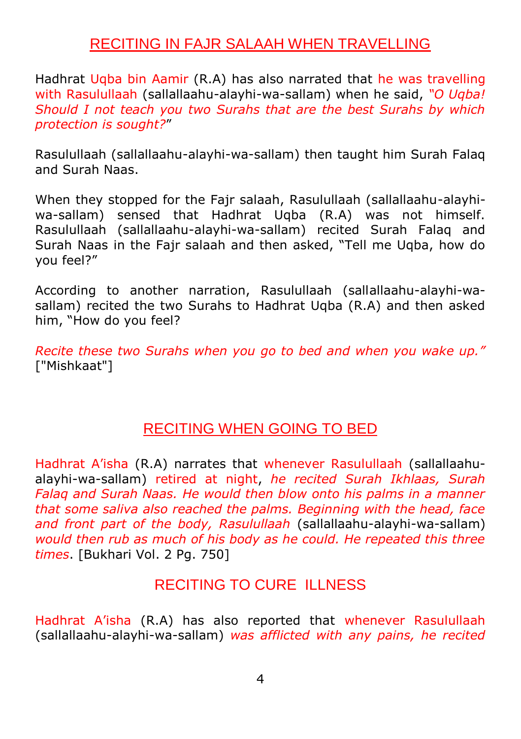## RECITING IN FAJR SALAAH WHEN TRAVELLING

Hadhrat Uqba bin Aamir (R.A) has also narrated that he was travelling with Rasulullaah (sallallaahu-alayhi-wa-sallam) when he said, *"O Uqba! Should I not teach you two Surahs that are the best Surahs by which protection is sought?*"

Rasulullaah (sallallaahu-alayhi-wa-sallam) then taught him Surah Falaq and Surah Naas.

When they stopped for the Fajr salaah, Rasulullaah (sallallaahu-alayhi-wa-sallam) sensed that Hadhrat Uqba (R.A) was not himself. Rasulullaah (sallallaahu-alayhi-wa-sallam) recited Surah Falaq and Surah Naas in the Fajr salaah and then asked, "Tell me Uqba, how do you feel?"

According to another narration, Rasulullaah (sallallaahu-alayhi-wa-sallam) recited the two Surahs to Hadhrat Uqba (R.A) and then asked him, "How do you feel?

*Recite these two Surahs when you go to bed and when you wake up."* ["Mishkaat"]

## RECITING WHEN GOING TO BED

Hadhrat A'isha (R.A) narrates that whenever Rasulullaah (sallallaahu-alayhi-wa-sallam) retired at night, *he recited Surah Ikhlaas, Surah Falaq and Surah Naas. He would then blow onto his palms in a manner that some saliva also reached the palms. Beginning with the head, face and front part of the body, Rasulullaah* (sallallaahu-alayhi-wa-sallam) *would then rub as much of his body as he could. He repeated this three times*. [Bukhari Vol. 2 Pg. 750]

## RECITING TO CURE ILLNESS

Hadhrat A'isha (R.A) has also reported that whenever Rasulullaah (sallallaahu-alayhi-wa-sallam) *was afflicted with any pains, he recited*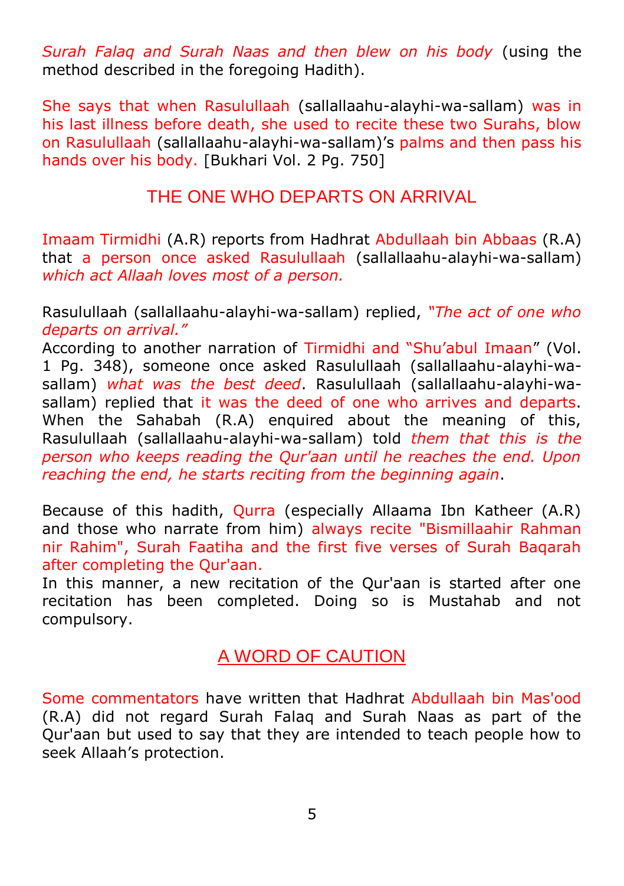*Surah Falaq and Surah Naas and then blew on his body* (using the method described in the foregoing Hadith).

She says that when Rasulullaah (sallallaahu-alayhi-wa-sallam) was in his last illness before death, she used to recite these two Surahs, blow on Rasulullaah (sallallaahu-alayhi-wa-sallam)'s palms and then pass his hands over his body. [Bukhari Vol. 2 Pg. 750]

## THE ONE WHO DEPARTS ON ARRIVAL

Imaam Tirmidhi (A.R) reports from Hadhrat Abdullaah bin Abbaas (R.A) that a person once asked Rasulullaah (sallallaahu-alayhi-wa-sallam) *which act Allaah loves most of a person.*

Rasulullaah (sallallaahu-alayhi-wa-sallam) replied, *"The act of one who departs on arrival."*
According to another narration of Tirmidhi and "Shu'abul Imaan" (Vol. 1 Pg. 348), someone once asked Rasulullaah (sallallaahu-alayhi-wa-sallam) *what was the best deed*. Rasulullaah (sallallaahu-alayhi-wa-sallam) replied that it was the deed of one who arrives and departs. When the Sahabah (R.A) enquired about the meaning of this, Rasulullaah (sallallaahu-alayhi-wa-sallam) told *them that this is the person who keeps reading the Qur'aan until he reaches the end. Upon reaching the end, he starts reciting from the beginning again*.

Because of this hadith, Qurra (especially Allaama Ibn Katheer (A.R) and those who narrate from him) always recite "Bismillaahir Rahman nir Rahim", Surah Faatiha and the first five verses of Surah Baqarah after completing the Qur'aan.
In this manner, a new recitation of the Qur'aan is started after one recitation has been completed. Doing so is Mustahab and not compulsory.

## A WORD OF CAUTION

Some commentators have written that Hadhrat Abdullaah bin Mas'ood (R.A) did not regard Surah Falaq and Surah Naas as part of the Qur'aan but used to say that they are intended to teach people how to seek Allaah's protection.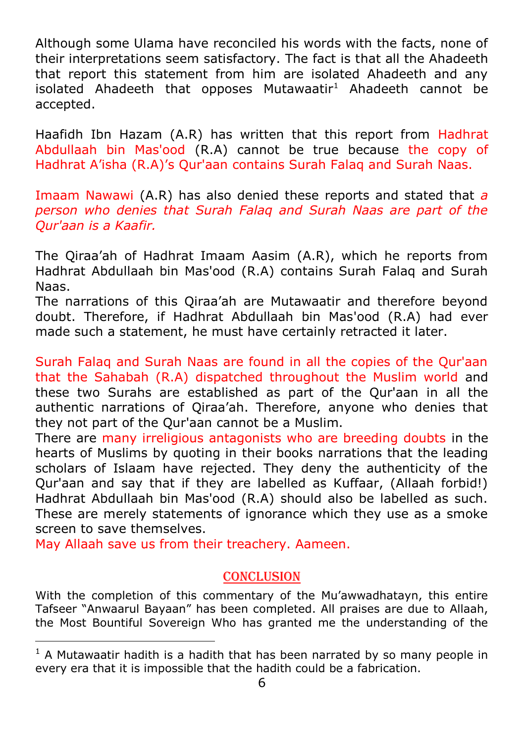Although some Ulama have reconciled his words with the facts, none of their interpretations seem satisfactory. The fact is that all the Ahadeeth that report this statement from him are isolated Ahadeeth and any isolated Ahadeeth that opposes Mutawaatir[1] Ahadeeth cannot be accepted.

Haafidh Ibn Hazam (A.R) has written that this report from Hadhrat Abdullaah bin Mas'ood (R.A) cannot be true because the copy of Hadhrat A'isha (R.A)'s Qur'aan contains Surah Falaq and Surah Naas.

Imaam Nawawi (A.R) has also denied these reports and stated that *a person who denies that Surah Falaq and Surah Naas are part of the Qur'aan is a Kaafir.*

The Qiraa'ah of Hadhrat Imaam Aasim (A.R), which he reports from Hadhrat Abdullaah bin Mas'ood (R.A) contains Surah Falaq and Surah Naas.
The narrations of this Qiraa'ah are Mutawaatir and therefore beyond doubt. Therefore, if Hadhrat Abdullaah bin Mas'ood (R.A) had ever made such a statement, he must have certainly retracted it later.

Surah Falaq and Surah Naas are found in all the copies of the Qur'aan that the Sahabah (R.A) dispatched throughout the Muslim world and these two Surahs are established as part of the Qur'aan in all the authentic narrations of Qiraa'ah. Therefore, anyone who denies that they not part of the Qur'aan cannot be a Muslim.
There are many irreligious antagonists who are breeding doubts in the hearts of Muslims by quoting in their books narrations that the leading scholars of Islaam have rejected. They deny the authenticity of the Qur'aan and say that if they are labelled as Kuffaar, (Allaah forbid!) Hadhrat Abdullaah bin Mas'ood (R.A) should also be labelled as such. These are merely statements of ignorance which they use as a smoke screen to save themselves.
May Allaah save us from their treachery. Aameen.

## CONCLUSION

With the completion of this commentary of the Mu'awwadhatayn, this entire Tafseer "Anwaarul Bayaan" has been completed. All praises are due to Allaah, the Most Bountiful Sovereign Who has granted me the understanding of the

---

[1] A Mutawaatir hadith is a hadith that has been narrated by so many people in every era that it is impossible that the hadith could be a fabrication.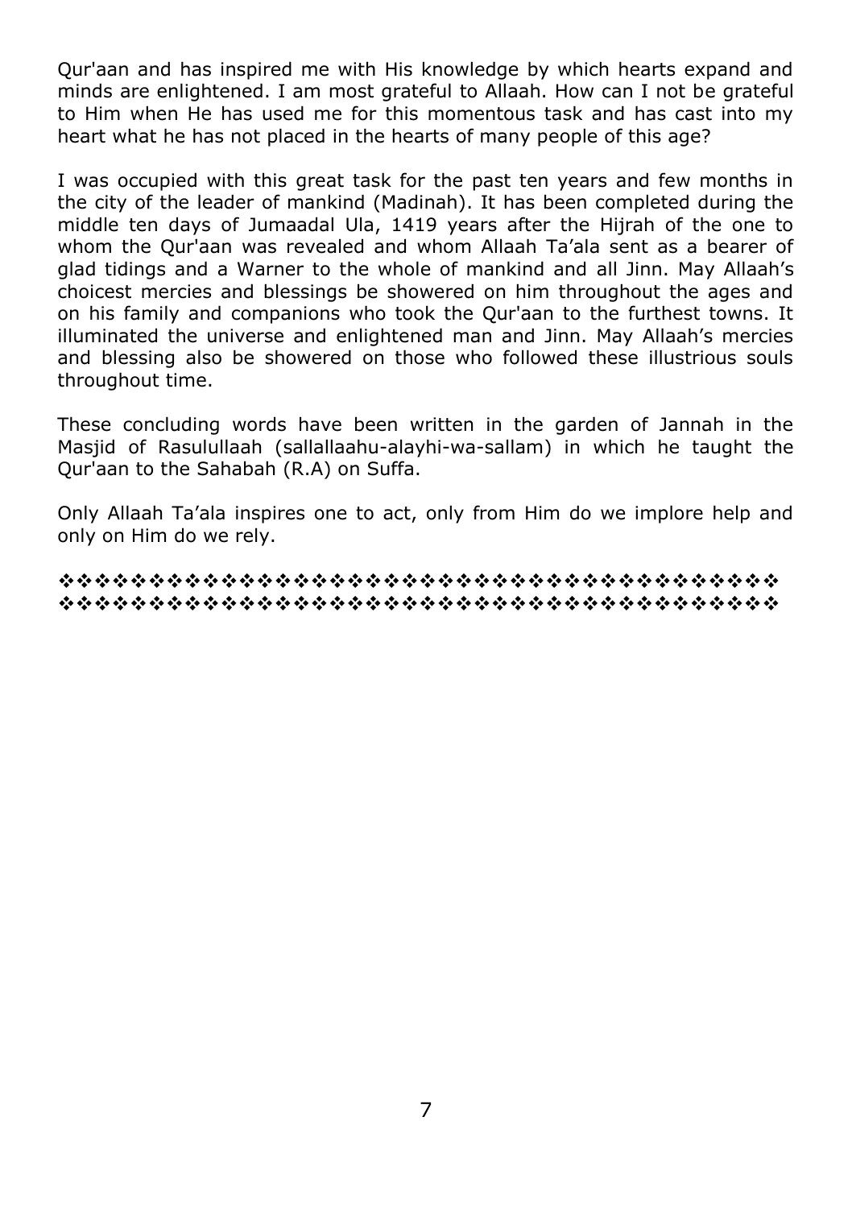Qur'aan and has inspired me with His knowledge by which hearts expand and minds are enlightened. I am most grateful to Allaah. How can I not be grateful to Him when He has used me for this momentous task and has cast into my heart what he has not placed in the hearts of many people of this age?

I was occupied with this great task for the past ten years and few months in the city of the leader of mankind (Madinah). It has been completed during the middle ten days of Jumaadal Ula, 1419 years after the Hijrah of the one to whom the Qur'aan was revealed and whom Allaah Ta'ala sent as a bearer of glad tidings and a Warner to the whole of mankind and all Jinn. May Allaah's choicest mercies and blessings be showered on him throughout the ages and on his family and companions who took the Qur'aan to the furthest towns. It illuminated the universe and enlightened man and Jinn. May Allaah's mercies and blessing also be showered on those who followed these illustrious souls throughout time.

These concluding words have been written in the garden of Jannah in the Masjid of Rasulullaah (sallallaahu-alayhi-wa-sallam) in which he taught the Qur'aan to the Sahabah (R.A) on Suffa.

Only Allaah Ta'ala inspires one to act, only from Him do we implore help and only on Him do we rely.

❖❖❖❖❖❖❖❖❖❖❖❖❖❖❖❖❖❖❖❖❖❖❖❖❖❖❖❖❖❖❖❖❖❖❖❖❖❖❖❖❖
❖❖❖❖❖❖❖❖❖❖❖❖❖❖❖❖❖❖❖❖❖❖❖❖❖❖❖❖❖❖❖❖❖❖❖❖❖❖❖❖❖